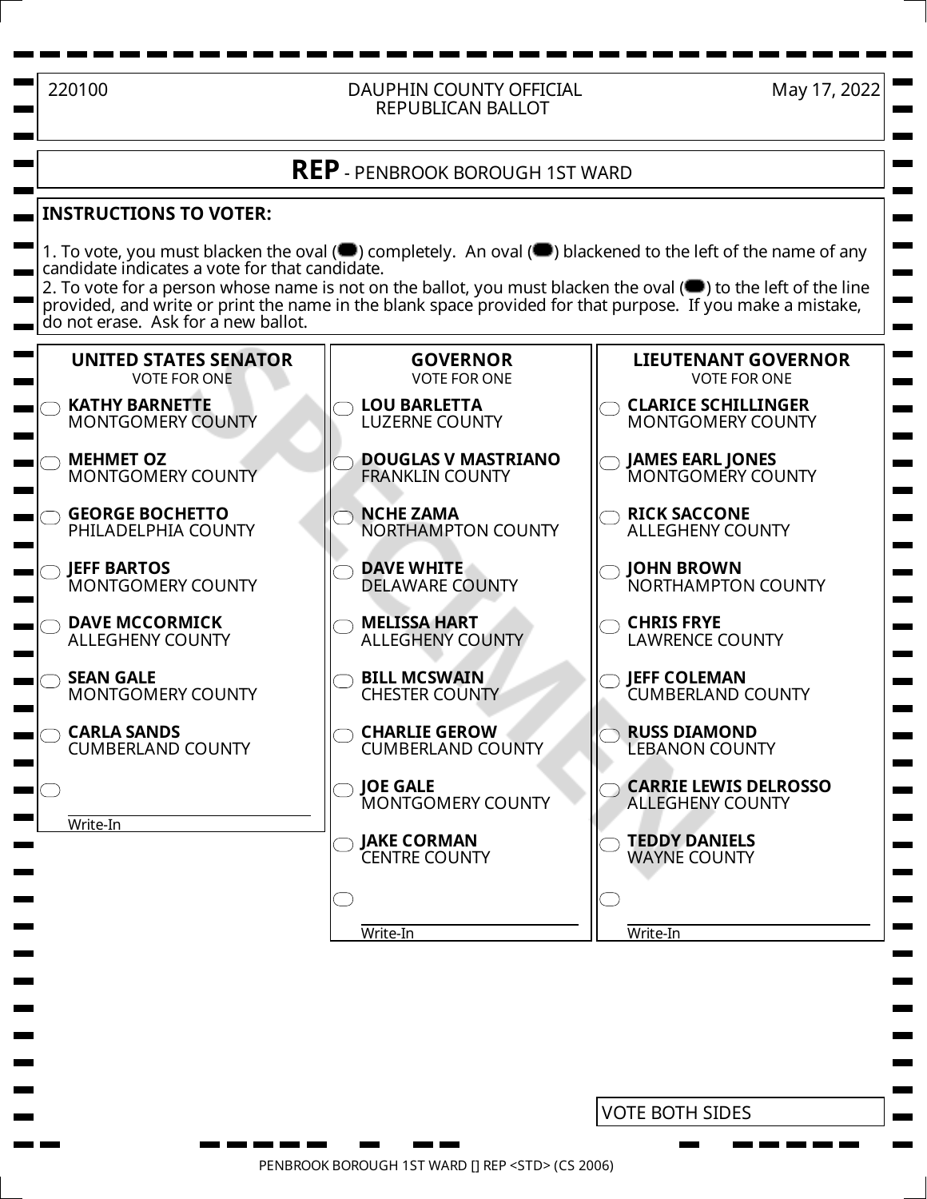220100

# DAUPHIN COUNTY OFFICIAL REPUBLICAN BALLOT

May 17, 2022

## REP - PENBROOK BOROUGH 1ST WARD

**INSTRUCTIONS TO VOTER:**

1. To vote, you must blacken the oval (⬬) completely. An oval (⬬) blackened to the left of the name of any candidate indicates a vote for that candidate.
2. To vote for a person whose name is not on the ballot, you must blacken the oval (⬬) to the left of the line provided, and write or print the name in the blank space provided for that purpose. If you make a mistake, do not erase. Ask for a new ballot.

### UNITED STATES SENATOR
VOTE FOR ONE

- ⬭ **KATHY BARNETTE** MONTGOMERY COUNTY
- ⬭ **MEHMET OZ** MONTGOMERY COUNTY
- ⬭ **GEORGE BOCHETTO** PHILADELPHIA COUNTY
- ⬭ **JEFF BARTOS** MONTGOMERY COUNTY
- ⬭ **DAVE MCCORMICK** ALLEGHENY COUNTY
- ⬭ **SEAN GALE** MONTGOMERY COUNTY
- ⬭ **CARLA SANDS** CUMBERLAND COUNTY
- ⬭ ______________ Write-In

### GOVERNOR
VOTE FOR ONE

- ⬭ **LOU BARLETTA** LUZERNE COUNTY
- ⬭ **DOUGLAS V MASTRIANO** FRANKLIN COUNTY
- ⬭ **NCHE ZAMA** NORTHAMPTON COUNTY
- ⬭ **DAVE WHITE** DELAWARE COUNTY
- ⬭ **MELISSA HART** ALLEGHENY COUNTY
- ⬭ **BILL MCSWAIN** CHESTER COUNTY
- ⬭ **CHARLIE GEROW** CUMBERLAND COUNTY
- ⬭ **JOE GALE** MONTGOMERY COUNTY
- ⬭ **JAKE CORMAN** CENTRE COUNTY
- ⬭ ______________ Write-In

### LIEUTENANT GOVERNOR
VOTE FOR ONE

- ⬭ **CLARICE SCHILLINGER** MONTGOMERY COUNTY
- ⬭ **JAMES EARL JONES** MONTGOMERY COUNTY
- ⬭ **RICK SACCONE** ALLEGHENY COUNTY
- ⬭ **JOHN BROWN** NORTHAMPTON COUNTY
- ⬭ **CHRIS FRYE** LAWRENCE COUNTY
- ⬭ **JEFF COLEMAN** CUMBERLAND COUNTY
- ⬭ **RUSS DIAMOND** LEBANON COUNTY
- ⬭ **CARRIE LEWIS DELROSSO** ALLEGHENY COUNTY
- ⬭ **TEDDY DANIELS** WAYNE COUNTY
- ⬭ ______________ Write-In

VOTE BOTH SIDES

PENBROOK BOROUGH 1ST WARD [] REP <STD> (CS 2006)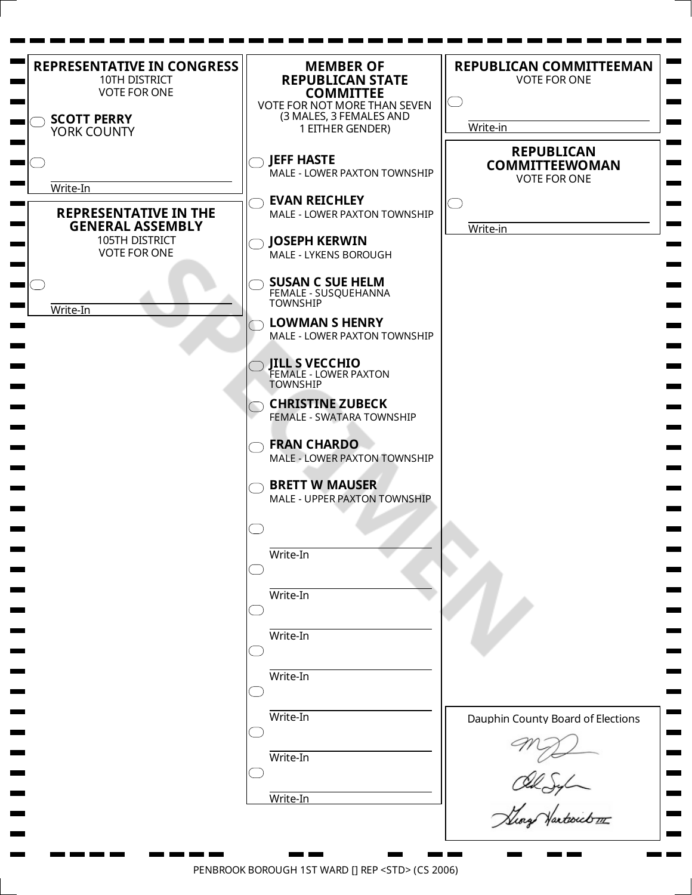## REPRESENTATIVE IN CONGRESS
10TH DISTRICT
VOTE FOR ONE

- **SCOTT PERRY**
  YORK COUNTY
- Write-In

## REPRESENTATIVE IN THE GENERAL ASSEMBLY
105TH DISTRICT
VOTE FOR ONE

- Write-In

## MEMBER OF REPUBLICAN STATE COMMITTEE
VOTE FOR NOT MORE THAN SEVEN
(3 MALES, 3 FEMALES AND
1 EITHER GENDER)

- **JEFF HASTE**
  MALE - LOWER PAXTON TOWNSHIP
- **EVAN REICHLEY**
  MALE - LOWER PAXTON TOWNSHIP
- **JOSEPH KERWIN**
  MALE - LYKENS BOROUGH
- **SUSAN C SUE HELM**
  FEMALE - SUSQUEHANNA TOWNSHIP
- **LOWMAN S HENRY**
  MALE - LOWER PAXTON TOWNSHIP
- **JILL S VECCHIO**
  FEMALE - LOWER PAXTON TOWNSHIP
- **CHRISTINE ZUBECK**
  FEMALE - SWATARA TOWNSHIP
- **FRAN CHARDO**
  MALE - LOWER PAXTON TOWNSHIP
- **BRETT W MAUSER**
  MALE - UPPER PAXTON TOWNSHIP
- Write-In
- Write-In
- Write-In
- Write-In
- Write-In
- Write-In
- Write-In

## REPUBLICAN COMMITTEEMAN
VOTE FOR ONE

- Write-in

## REPUBLICAN COMMITTEEWOMAN
VOTE FOR ONE

- Write-in

Dauphin County Board of Elections

PENBROOK BOROUGH 1ST WARD [] REP <STD> (CS 2006)